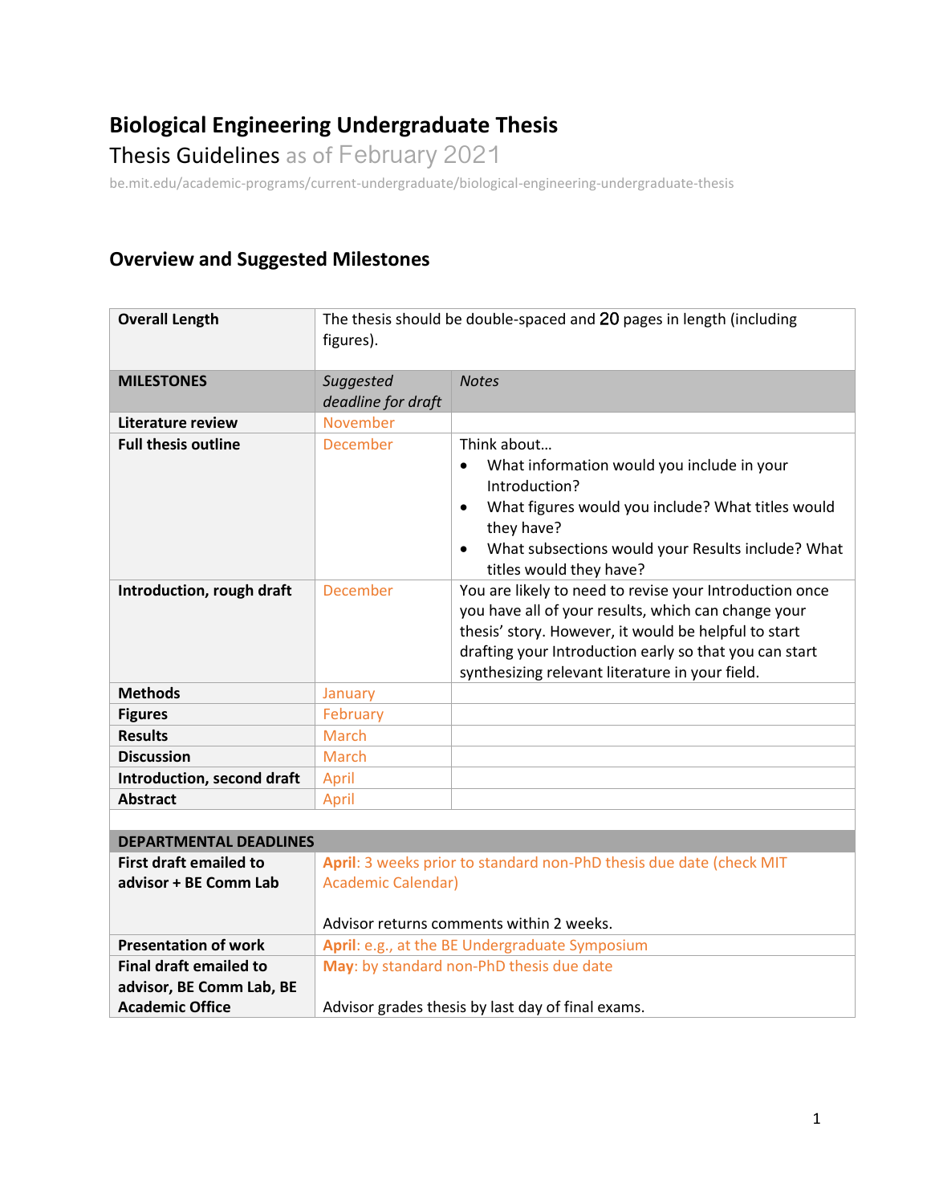# Biological Engineering Undergraduate Thesis

Thesis Guidelines as of February 2021

be.mit.edu/academic-programs/current-undergraduate/biological-engineering-undergraduate-thesis

## Overview and Suggested Milestones

| **Overall Length** | The thesis should be double-spaced and 20 pages in length (including figures). | |
|---|---|---|
| **MILESTONES** | *Suggested deadline for draft* | *Notes* |
| **Literature review** | November | |
| **Full thesis outline** | December | Think about… <br>• What information would you include in your Introduction? <br>• What figures would you include? What titles would they have? <br>• What subsections would your Results include? What titles would they have? |
| **Introduction, rough draft** | December | You are likely to need to revise your Introduction once you have all of your results, which can change your thesis' story. However, it would be helpful to start drafting your Introduction early so that you can start synthesizing relevant literature in your field. |
| **Methods** | January | |
| **Figures** | February | |
| **Results** | March | |
| **Discussion** | March | |
| **Introduction, second draft** | April | |
| **Abstract** | April | |
| | | |
| **DEPARTMENTAL DEADLINES** | | |
| **First draft emailed to advisor + BE Comm Lab** | **April**: 3 weeks prior to standard non-PhD thesis due date (check MIT Academic Calendar)<br><br>Advisor returns comments within 2 weeks. | |
| **Presentation of work** | **April**: e.g., at the BE Undergraduate Symposium | |
| **Final draft emailed to advisor, BE Comm Lab, BE Academic Office** | **May**: by standard non-PhD thesis due date<br><br>Advisor grades thesis by last day of final exams. | |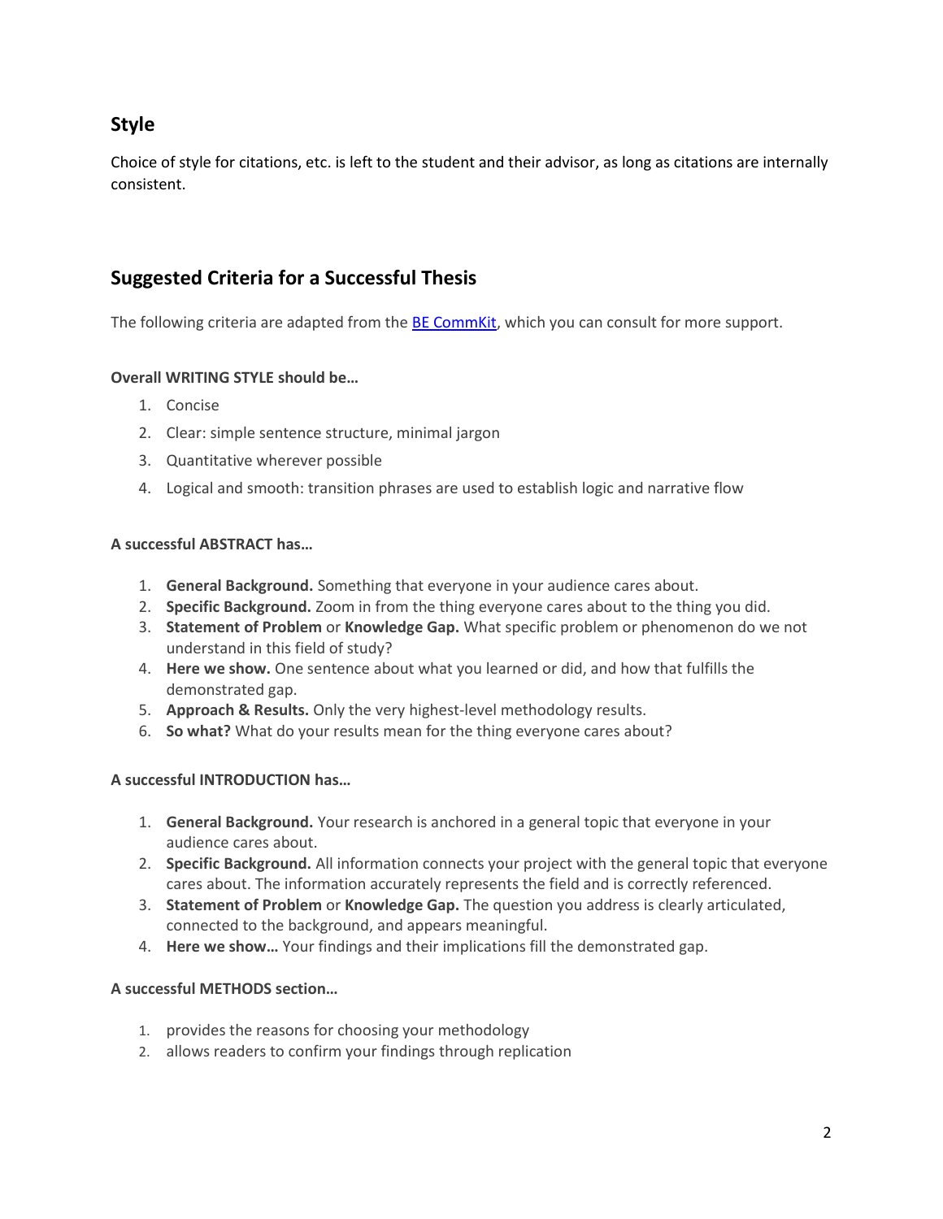## Style

Choice of style for citations, etc. is left to the student and their advisor, as long as citations are internally consistent.

## Suggested Criteria for a Successful Thesis

The following criteria are adapted from the [BE CommKit](), which you can consult for more support.

### Overall WRITING STYLE should be…

1. Concise
2. Clear: simple sentence structure, minimal jargon
3. Quantitative wherever possible
4. Logical and smooth: transition phrases are used to establish logic and narrative flow

### A successful ABSTRACT has…

1. **General Background.** Something that everyone in your audience cares about.
2. **Specific Background.** Zoom in from the thing everyone cares about to the thing you did.
3. **Statement of Problem** or **Knowledge Gap.** What specific problem or phenomenon do we not understand in this field of study?
4. **Here we show.** One sentence about what you learned or did, and how that fulfills the demonstrated gap.
5. **Approach & Results.** Only the very highest-level methodology results.
6. **So what?** What do your results mean for the thing everyone cares about?

### A successful INTRODUCTION has…

1. **General Background.** Your research is anchored in a general topic that everyone in your audience cares about.
2. **Specific Background.** All information connects your project with the general topic that everyone cares about. The information accurately represents the field and is correctly referenced.
3. **Statement of Problem** or **Knowledge Gap.** The question you address is clearly articulated, connected to the background, and appears meaningful.
4. **Here we show…** Your findings and their implications fill the demonstrated gap.

### A successful METHODS section…

1. provides the reasons for choosing your methodology
2. allows readers to confirm your findings through replication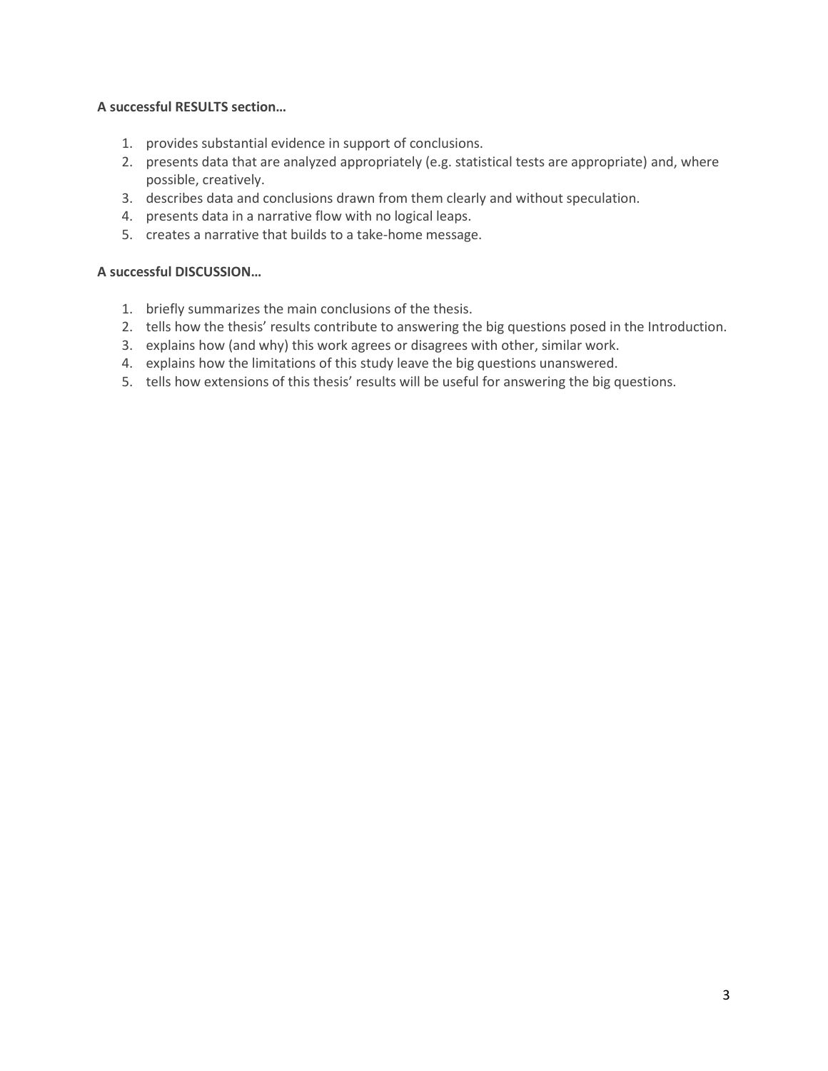**A successful RESULTS section…**

1. provides substantial evidence in support of conclusions.
2. presents data that are analyzed appropriately (e.g. statistical tests are appropriate) and, where possible, creatively.
3. describes data and conclusions drawn from them clearly and without speculation.
4. presents data in a narrative flow with no logical leaps.
5. creates a narrative that builds to a take-home message.

**A successful DISCUSSION…**

1. briefly summarizes the main conclusions of the thesis.
2. tells how the thesis' results contribute to answering the big questions posed in the Introduction.
3. explains how (and why) this work agrees or disagrees with other, similar work.
4. explains how the limitations of this study leave the big questions unanswered.
5. tells how extensions of this thesis' results will be useful for answering the big questions.